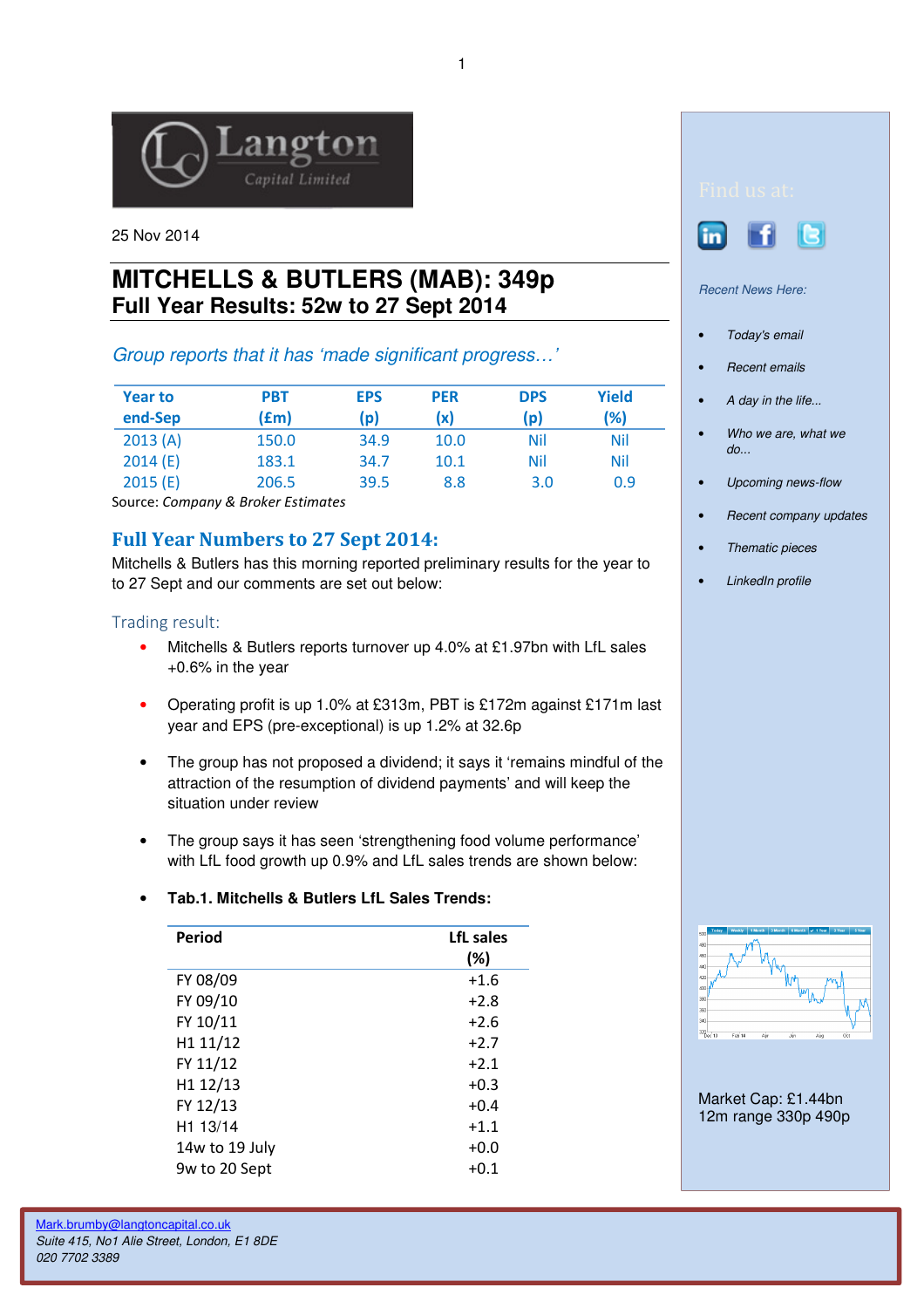25 Nov 2014

# MITCHELLS & BUTLERS (MAB): 349p
## Full Year Results: 52w to 27 Sept 2014

*Group reports that it has 'made significant progress…'*

| Year to end-Sep | PBT (£m) | EPS (p) | PER (x) | DPS (p) | Yield (%) |
|---|---|---|---|---|---|
| 2013 (A) | 150.0 | 34.9 | 10.0 | Nil | Nil |
| 2014 (E) | 183.1 | 34.7 | 10.1 | Nil | Nil |
| 2015 (E) | 206.5 | 39.5 | 8.8 | 3.0 | 0.9 |

Source: *Company & Broker Estimates*

## Full Year Numbers to 27 Sept 2014:

Mitchells & Butlers has this morning reported preliminary results for the year to to 27 Sept and our comments are set out below:

### Trading result:

- Mitchells & Butlers reports turnover up 4.0% at £1.97bn with LfL sales +0.6% in the year
- Operating profit is up 1.0% at £313m, PBT is £172m against £171m last year and EPS (pre-exceptional) is up 1.2% at 32.6p
- The group has not proposed a dividend; it says it 'remains mindful of the attraction of the resumption of dividend payments' and will keep the situation under review
- The group says it has seen 'strengthening food volume performance' with LfL food growth up 0.9% and LfL sales trends are shown below:
- **Tab.1. Mitchells & Butlers LfL Sales Trends:**

| Period | LfL sales (%) |
|---|---|
| FY 08/09 | +1.6 |
| FY 09/10 | +2.8 |
| FY 10/11 | +2.6 |
| H1 11/12 | +2.7 |
| FY 11/12 | +2.1 |
| H1 12/13 | +0.3 |
| FY 12/13 | +0.4 |
| H1 13/14 | +1.1 |
| 14w to 19 July | +0.0 |
| 9w to 20 Sept | +0.1 |

Find us at:

*Recent News Here:*

- *Today's email*
- *Recent emails*
- *A day in the life...*
- *Who we are, what we do...*
- *Upcoming news-flow*
- *Recent company updates*
- *Thematic pieces*
- *LinkedIn profile*

Market Cap: £1.44bn
12m range 330p 490p

Mark.brumby@langtoncapital.co.uk
*Suite 415, No1 Alie Street, London, E1 8DE*
*020 7702 3389*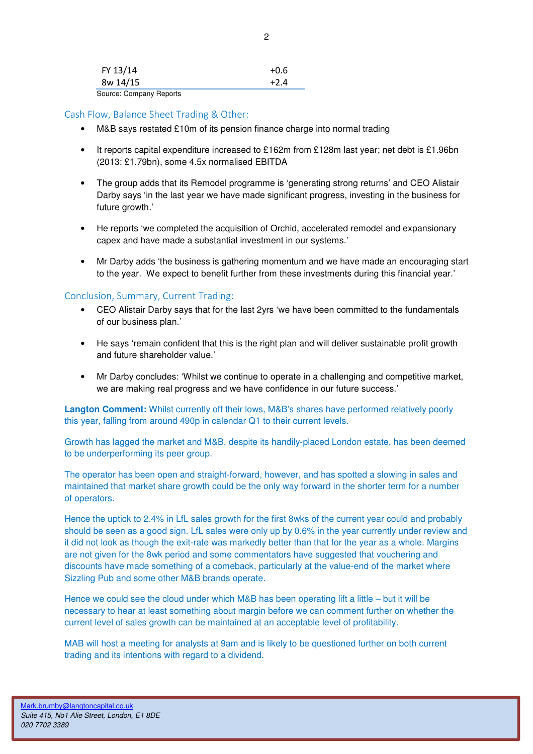| | |
|---|---|
| FY 13/14 | +0.6 |
| 8w 14/15 | +2.4 |

Source: Company Reports

## Cash Flow, Balance Sheet Trading & Other:

- M&B says restated £10m of its pension finance charge into normal trading
- It reports capital expenditure increased to £162m from £128m last year; net debt is £1.96bn (2013: £1.79bn), some 4.5x normalised EBITDA
- The group adds that its Remodel programme is 'generating strong returns' and CEO Alistair Darby says 'in the last year we have made significant progress, investing in the business for future growth.'
- He reports 'we completed the acquisition of Orchid, accelerated remodel and expansionary capex and have made a substantial investment in our systems.'
- Mr Darby adds 'the business is gathering momentum and we have made an encouraging start to the year. We expect to benefit further from these investments during this financial year.'

## Conclusion, Summary, Current Trading:

- CEO Alistair Darby says that for the last 2yrs 'we have been committed to the fundamentals of our business plan.'
- He says 'remain confident that this is the right plan and will deliver sustainable profit growth and future shareholder value.'
- Mr Darby concludes: 'Whilst we continue to operate in a challenging and competitive market, we are making real progress and we have confidence in our future success.'

**Langton Comment:** Whilst currently off their lows, M&B's shares have performed relatively poorly this year, falling from around 490p in calendar Q1 to their current levels.

Growth has lagged the market and M&B, despite its handily-placed London estate, has been deemed to be underperforming its peer group.

The operator has been open and straight-forward, however, and has spotted a slowing in sales and maintained that market share growth could be the only way forward in the shorter term for a number of operators.

Hence the uptick to 2.4% in LfL sales growth for the first 8wks of the current year could and probably should be seen as a good sign. LfL sales were only up by 0.6% in the year currently under review and it did not look as though the exit-rate was markedly better than that for the year as a whole. Margins are not given for the 8wk period and some commentators have suggested that vouchering and discounts have made something of a comeback, particularly at the value-end of the market where Sizzling Pub and some other M&B brands operate.

Hence we could see the cloud under which M&B has been operating lift a little – but it will be necessary to hear at least something about margin before we can comment further on whether the current level of sales growth can be maintained at an acceptable level of profitability.

MAB will host a meeting for analysts at 9am and is likely to be questioned further on both current trading and its intentions with regard to a dividend.

Mark.brumby@langtoncapital.co.uk
*Suite 415, No1 Alie Street, London, E1 8DE*
*020 7702 3389*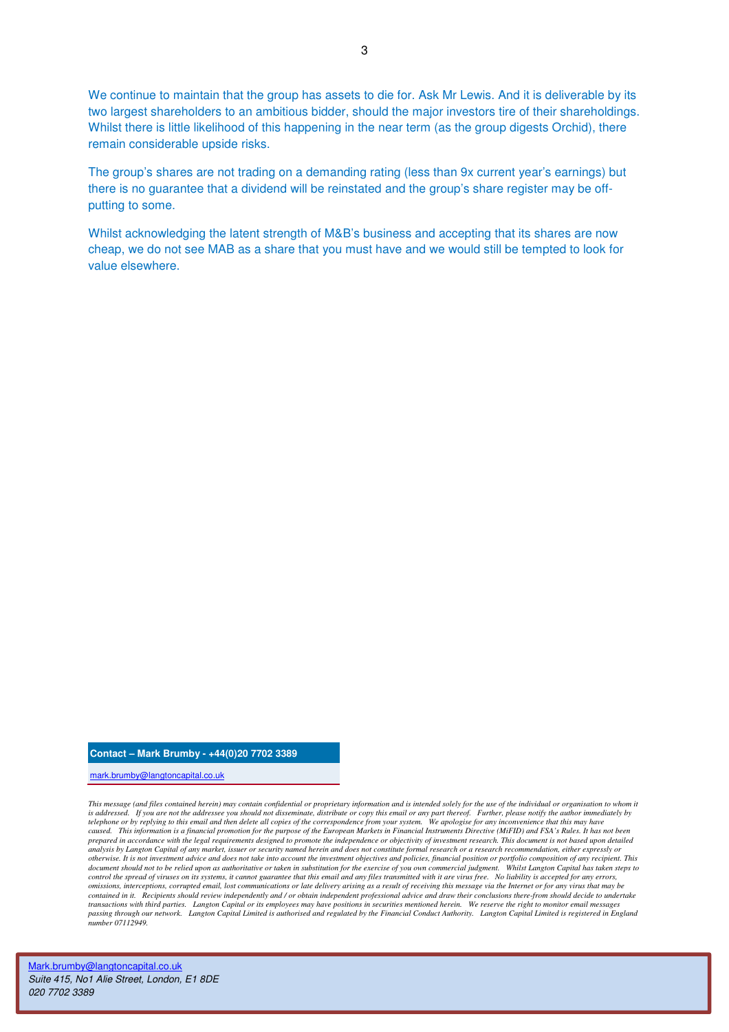We continue to maintain that the group has assets to die for. Ask Mr Lewis. And it is deliverable by its two largest shareholders to an ambitious bidder, should the major investors tire of their shareholdings. Whilst there is little likelihood of this happening in the near term (as the group digests Orchid), there remain considerable upside risks.

The group's shares are not trading on a demanding rating (less than 9x current year's earnings) but there is no guarantee that a dividend will be reinstated and the group's share register may be off-putting to some.

Whilst acknowledging the latent strength of M&B's business and accepting that its shares are now cheap, we do not see MAB as a share that you must have and we would still be tempted to look for value elsewhere.

**Contact – Mark Brumby - +44(0)20 7702 3389**

mark.brumby@langtoncapital.co.uk

*This message (and files contained herein) may contain confidential or proprietary information and is intended solely for the use of the individual or organisation to whom it is addressed. If you are not the addressee you should not disseminate, distribute or copy this email or any part thereof. Further, please notify the author immediately by telephone or by replying to this email and then delete all copies of the correspondence from your system. We apologise for any inconvenience that this may have caused. This information is a financial promotion for the purpose of the European Markets in Financial Instruments Directive (MiFID) and FSA's Rules. It has not been prepared in accordance with the legal requirements designed to promote the independence or objectivity of investment research. This document is not based upon detailed analysis by Langton Capital of any market, issuer or security named herein and does not constitute formal research or a research recommendation, either expressly or otherwise. It is not investment advice and does not take into account the investment objectives and policies, financial position or portfolio composition of any recipient. This document should not to be relied upon as authoritative or taken in substitution for the exercise of you own commercial judgment. Whilst Langton Capital has taken steps to control the spread of viruses on its systems, it cannot guarantee that this email and any files transmitted with it are virus free. No liability is accepted for any errors, omissions, interceptions, corrupted email, lost communications or late delivery arising as a result of receiving this message via the Internet or for any virus that may be contained in it. Recipients should review independently and / or obtain independent professional advice and draw their conclusions there-from should decide to undertake transactions with third parties. Langton Capital or its employees may have positions in securities mentioned herein. We reserve the right to monitor email messages passing through our network. Langton Capital Limited is authorised and regulated by the Financial Conduct Authority. Langton Capital Limited is registered in England number 07112949.*

Mark.brumby@langtoncapital.co.uk
*Suite 415, No1 Alie Street, London, E1 8DE*
*020 7702 3389*